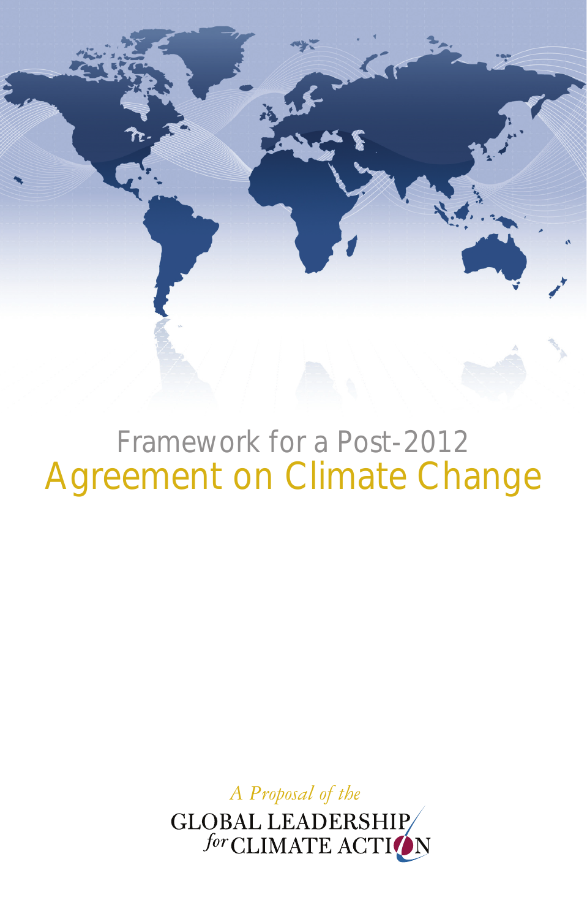# Framework for a Post-2012 Agreement on Climate Change

*A Proposal of the*

GLOBAL LEADERSHIP *for* CLIMATE ACTION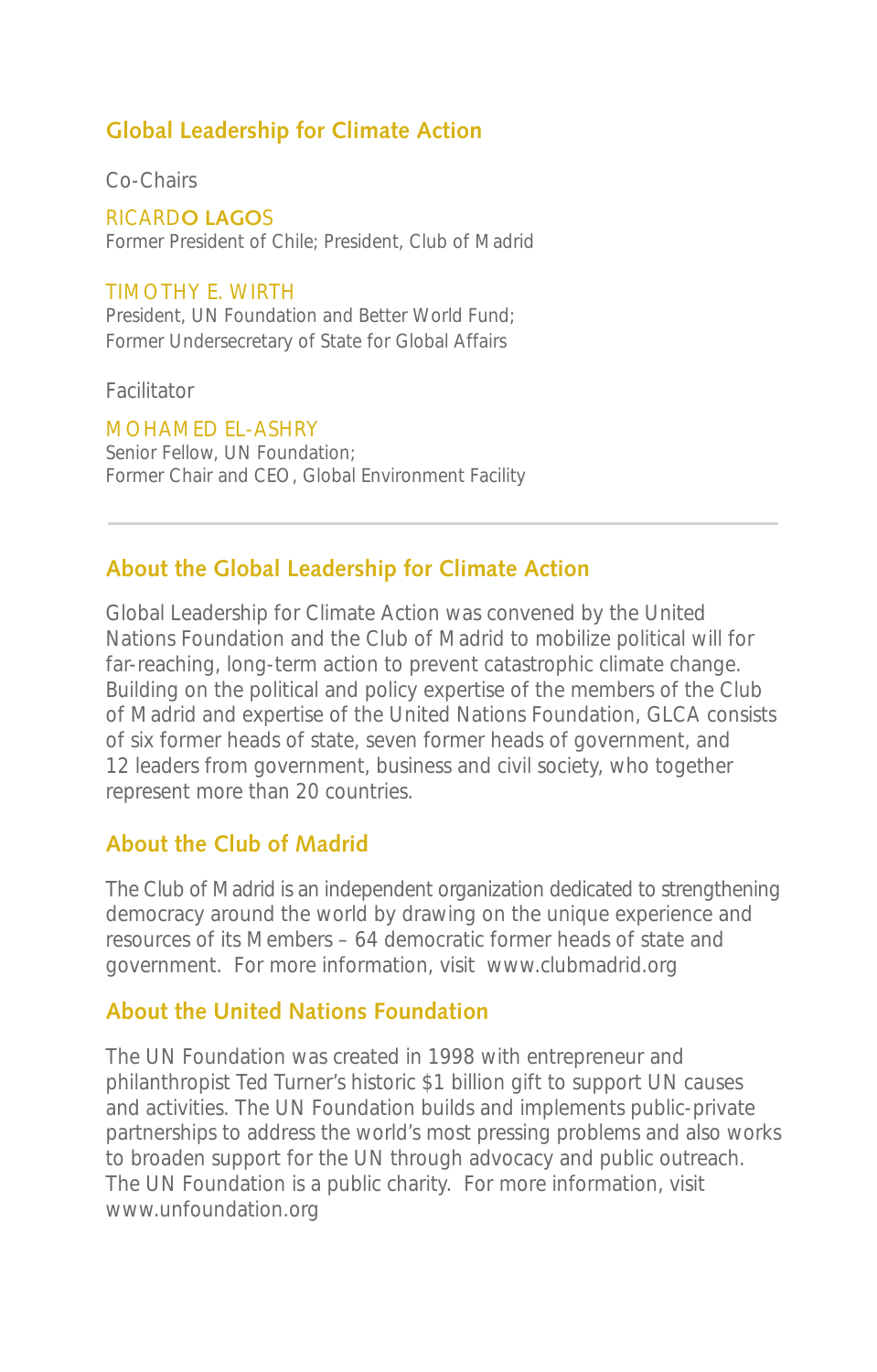## Global Leadership for Climate Action

Co-Chairs

RICARDO LAGOS
Former President of Chile; President, Club of Madrid

TIMOTHY E. WIRTH
President, UN Foundation and Better World Fund;
Former Undersecretary of State for Global Affairs

Facilitator

MOHAMED EL-ASHRY
Senior Fellow, UN Foundation;
Former Chair and CEO, Global Environment Facility

---

## About the Global Leadership for Climate Action

Global Leadership for Climate Action was convened by the United Nations Foundation and the Club of Madrid to mobilize political will for far-reaching, long-term action to prevent catastrophic climate change. Building on the political and policy expertise of the members of the Club of Madrid and expertise of the United Nations Foundation, GLCA consists of six former heads of state, seven former heads of government, and 12 leaders from government, business and civil society, who together represent more than 20 countries.

## About the Club of Madrid

The Club of Madrid is an independent organization dedicated to strengthening democracy around the world by drawing on the unique experience and resources of its Members – 64 democratic former heads of state and government. For more information, visit www.clubmadrid.org

## About the United Nations Foundation

The UN Foundation was created in 1998 with entrepreneur and philanthropist Ted Turner's historic $1 billion gift to support UN causes and activities. The UN Foundation builds and implements public-private partnerships to address the world's most pressing problems and also works to broaden support for the UN through advocacy and public outreach. The UN Foundation is a public charity. For more information, visit www.unfoundation.org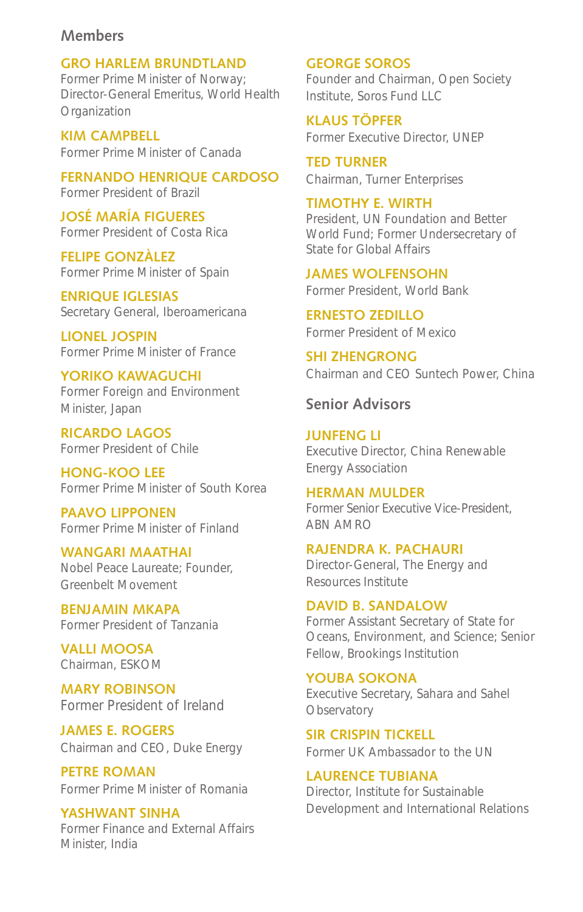## Members

**GRO HARLEM BRUNDTLAND**
Former Prime Minister of Norway; Director-General Emeritus, World Health Organization

**KIM CAMPBELL**
Former Prime Minister of Canada

**FERNANDO HENRIQUE CARDOSO**
Former President of Brazil

**JOSÉ MARÍA FIGUERES**
Former President of Costa Rica

**FELIPE GONZÀLEZ**
Former Prime Minister of Spain

**ENRIQUE IGLESIAS**
Secretary General, Iberoamericana

**LIONEL JOSPIN**
Former Prime Minister of France

**YORIKO KAWAGUCHI**
Former Foreign and Environment Minister, Japan

**RICARDO LAGOS**
Former President of Chile

**HONG-KOO LEE**
Former Prime Minister of South Korea

**PAAVO LIPPONEN**
Former Prime Minister of Finland

**WANGARI MAATHAI**
Nobel Peace Laureate; Founder, Greenbelt Movement

**BENJAMIN MKAPA**
Former President of Tanzania

**VALLI MOOSA**
Chairman, ESKOM

**MARY ROBINSON**
Former President of Ireland

**JAMES E. ROGERS**
Chairman and CEO, Duke Energy

**PETRE ROMAN**
Former Prime Minister of Romania

**YASHWANT SINHA**
Former Finance and External Affairs Minister, India

**GEORGE SOROS**
Founder and Chairman, Open Society Institute, Soros Fund LLC

**KLAUS TÖPFER**
Former Executive Director, UNEP

**TED TURNER**
Chairman, Turner Enterprises

**TIMOTHY E. WIRTH**
President, UN Foundation and Better World Fund; Former Undersecretary of State for Global Affairs

**JAMES WOLFENSOHN**
Former President, World Bank

**ERNESTO ZEDILLO**
Former President of Mexico

**SHI ZHENGRONG**
Chairman and CEO Suntech Power, China

## Senior Advisors

**JUNFENG LI**
Executive Director, China Renewable Energy Association

**HERMAN MULDER**
Former Senior Executive Vice-President, ABN AMRO

**RAJENDRA K. PACHAURI**
Director-General, The Energy and Resources Institute

**DAVID B. SANDALOW**
Former Assistant Secretary of State for Oceans, Environment, and Science; Senior Fellow, Brookings Institution

**YOUBA SOKONA**
Executive Secretary, Sahara and Sahel Observatory

**SIR CRISPIN TICKELL**
Former UK Ambassador to the UN

**LAURENCE TUBIANA**
Director, Institute for Sustainable Development and International Relations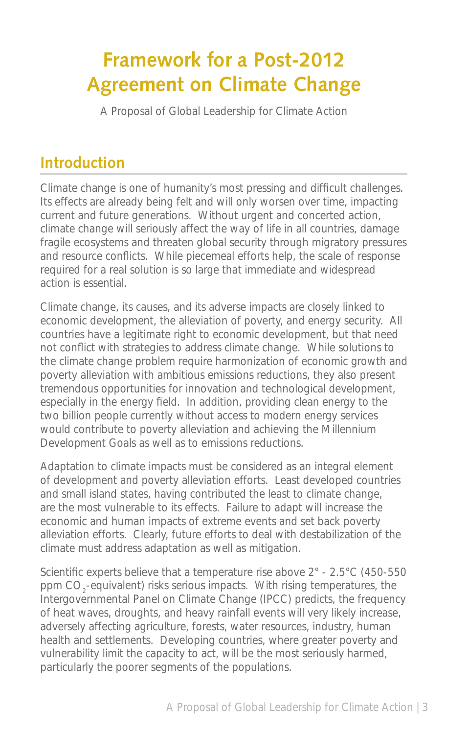# Framework for a Post-2012 Agreement on Climate Change

A Proposal of Global Leadership for Climate Action

## Introduction

Climate change is one of humanity's most pressing and difficult challenges. Its effects are already being felt and will only worsen over time, impacting current and future generations. Without urgent and concerted action, climate change will seriously affect the way of life in all countries, damage fragile ecosystems and threaten global security through migratory pressures and resource conflicts. While piecemeal efforts help, the scale of response required for a real solution is so large that immediate and widespread action is essential.

Climate change, its causes, and its adverse impacts are closely linked to economic development, the alleviation of poverty, and energy security. All countries have a legitimate right to economic development, but that need not conflict with strategies to address climate change. While solutions to the climate change problem require harmonization of economic growth and poverty alleviation with ambitious emissions reductions, they also present tremendous opportunities for innovation and technological development, especially in the energy field. In addition, providing clean energy to the two billion people currently without access to modern energy services would contribute to poverty alleviation and achieving the Millennium Development Goals as well as to emissions reductions.

Adaptation to climate impacts must be considered as an integral element of development and poverty alleviation efforts. Least developed countries and small island states, having contributed the least to climate change, are the most vulnerable to its effects. Failure to adapt will increase the economic and human impacts of extreme events and set back poverty alleviation efforts. Clearly, future efforts to deal with destabilization of the climate must address adaptation as well as mitigation.

Scientific experts believe that a temperature rise above 2° - 2.5°C (450-550 ppm $CO_2$-equivalent) risks serious impacts. With rising temperatures, the Intergovernmental Panel on Climate Change (IPCC) predicts, the frequency of heat waves, droughts, and heavy rainfall events will very likely increase, adversely affecting agriculture, forests, water resources, industry, human health and settlements. Developing countries, where greater poverty and vulnerability limit the capacity to act, will be the most seriously harmed, particularly the poorer segments of the populations.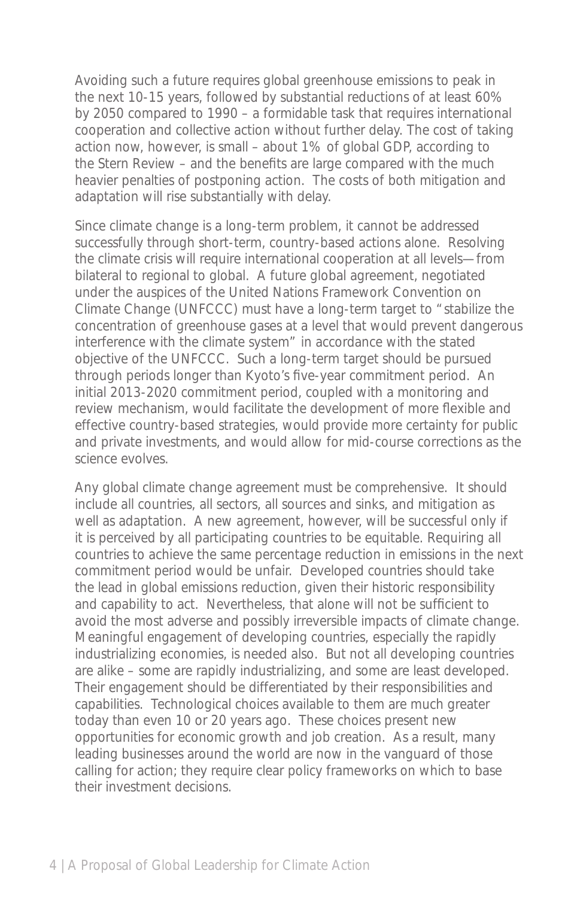Avoiding such a future requires global greenhouse emissions to peak in the next 10-15 years, followed by substantial reductions of at least 60% by 2050 compared to 1990 – a formidable task that requires international cooperation and collective action without further delay. The cost of taking action now, however, is small – about 1% of global GDP, according to the Stern Review – and the benefits are large compared with the much heavier penalties of postponing action. The costs of both mitigation and adaptation will rise substantially with delay.

Since climate change is a long-term problem, it cannot be addressed successfully through short-term, country-based actions alone. Resolving the climate crisis will require international cooperation at all levels—from bilateral to regional to global. A future global agreement, negotiated under the auspices of the United Nations Framework Convention on Climate Change (UNFCCC) must have a long-term target to "stabilize the concentration of greenhouse gases at a level that would prevent dangerous interference with the climate system" in accordance with the stated objective of the UNFCCC. Such a long-term target should be pursued through periods longer than Kyoto's five-year commitment period. An initial 2013-2020 commitment period, coupled with a monitoring and review mechanism, would facilitate the development of more flexible and effective country-based strategies, would provide more certainty for public and private investments, and would allow for mid-course corrections as the science evolves.

Any global climate change agreement must be comprehensive. It should include all countries, all sectors, all sources and sinks, and mitigation as well as adaptation. A new agreement, however, will be successful only if it is perceived by all participating countries to be equitable. Requiring all countries to achieve the same percentage reduction in emissions in the next commitment period would be unfair. Developed countries should take the lead in global emissions reduction, given their historic responsibility and capability to act. Nevertheless, that alone will not be sufficient to avoid the most adverse and possibly irreversible impacts of climate change. Meaningful engagement of developing countries, especially the rapidly industrializing economies, is needed also. But not all developing countries are alike – some are rapidly industrializing, and some are least developed. Their engagement should be differentiated by their responsibilities and capabilities. Technological choices available to them are much greater today than even 10 or 20 years ago. These choices present new opportunities for economic growth and job creation. As a result, many leading businesses around the world are now in the vanguard of those calling for action; they require clear policy frameworks on which to base their investment decisions.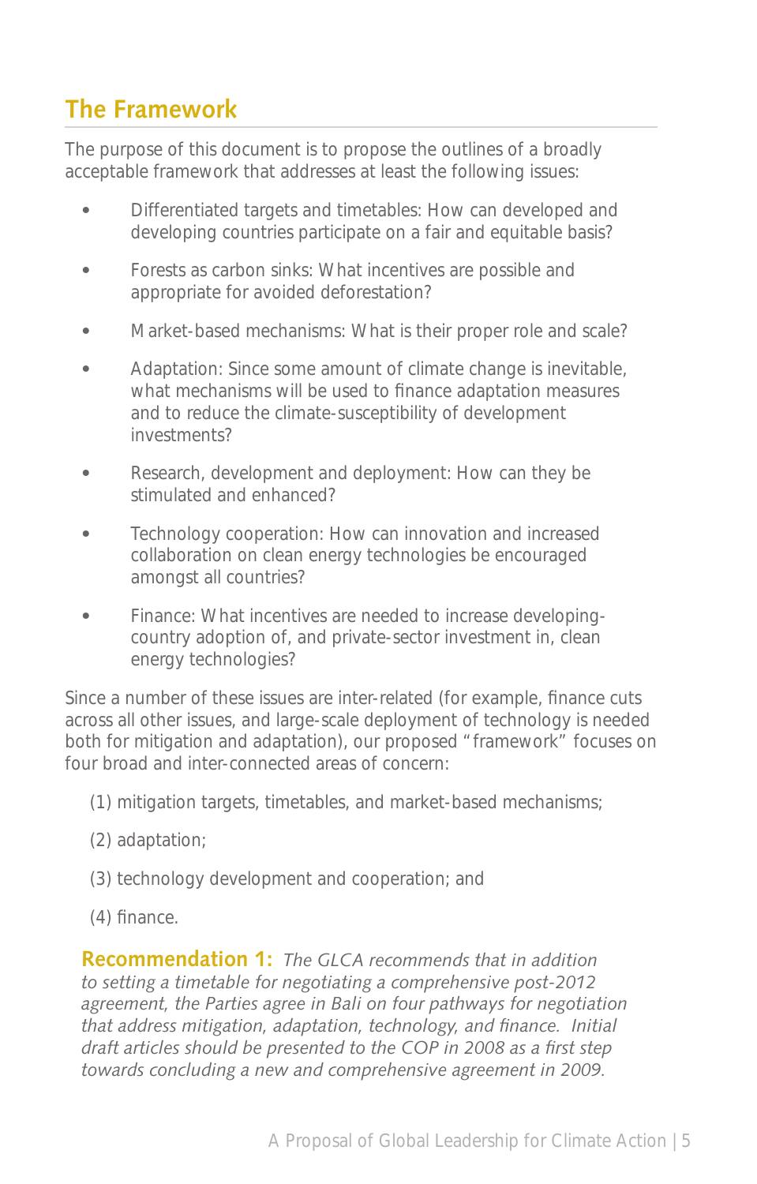## The Framework

The purpose of this document is to propose the outlines of a broadly acceptable framework that addresses at least the following issues:

- Differentiated targets and timetables: How can developed and developing countries participate on a fair and equitable basis?
- Forests as carbon sinks: What incentives are possible and appropriate for avoided deforestation?
- Market-based mechanisms: What is their proper role and scale?
- Adaptation: Since some amount of climate change is inevitable, what mechanisms will be used to finance adaptation measures and to reduce the climate-susceptibility of development investments?
- Research, development and deployment: How can they be stimulated and enhanced?
- Technology cooperation: How can innovation and increased collaboration on clean energy technologies be encouraged amongst all countries?
- Finance: What incentives are needed to increase developing-country adoption of, and private-sector investment in, clean energy technologies?

Since a number of these issues are inter-related (for example, finance cuts across all other issues, and large-scale deployment of technology is needed both for mitigation and adaptation), our proposed "framework" focuses on four broad and inter-connected areas of concern:

(1) mitigation targets, timetables, and market-based mechanisms;

(2) adaptation;

(3) technology development and cooperation; and

(4) finance.

**Recommendation 1:** *The GLCA recommends that in addition to setting a timetable for negotiating a comprehensive post-2012 agreement, the Parties agree in Bali on four pathways for negotiation that address mitigation, adaptation, technology, and finance. Initial draft articles should be presented to the COP in 2008 as a first step towards concluding a new and comprehensive agreement in 2009.*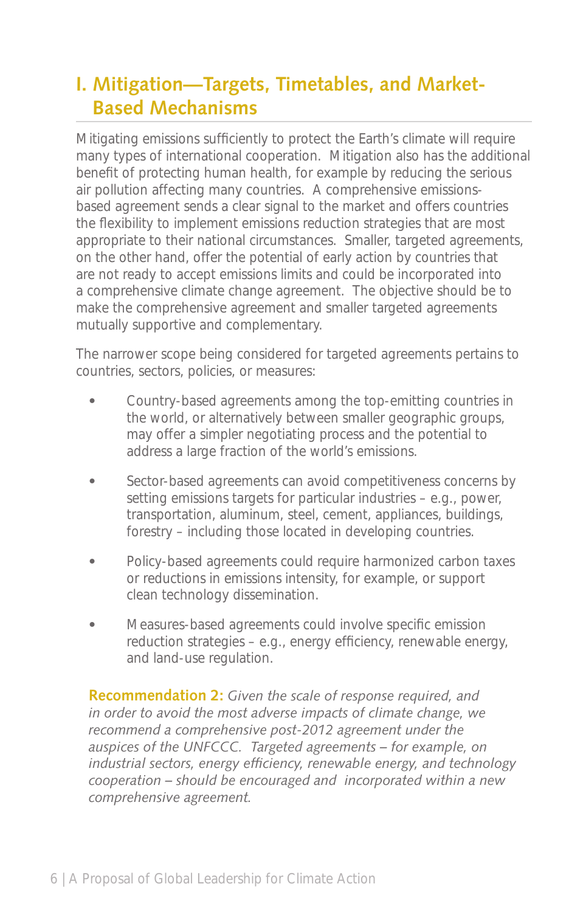## I. Mitigation—Targets, Timetables, and Market-Based Mechanisms

Mitigating emissions sufficiently to protect the Earth's climate will require many types of international cooperation. Mitigation also has the additional benefit of protecting human health, for example by reducing the serious air pollution affecting many countries. A comprehensive emissions-based agreement sends a clear signal to the market and offers countries the flexibility to implement emissions reduction strategies that are most appropriate to their national circumstances. Smaller, targeted agreements, on the other hand, offer the potential of early action by countries that are not ready to accept emissions limits and could be incorporated into a comprehensive climate change agreement. The objective should be to make the comprehensive agreement and smaller targeted agreements mutually supportive and complementary.

The narrower scope being considered for targeted agreements pertains to countries, sectors, policies, or measures:

- Country-based agreements among the top-emitting countries in the world, or alternatively between smaller geographic groups, may offer a simpler negotiating process and the potential to address a large fraction of the world's emissions.
- Sector-based agreements can avoid competitiveness concerns by setting emissions targets for particular industries – e.g., power, transportation, aluminum, steel, cement, appliances, buildings, forestry – including those located in developing countries.
- Policy-based agreements could require harmonized carbon taxes or reductions in emissions intensity, for example, or support clean technology dissemination.
- Measures-based agreements could involve specific emission reduction strategies – e.g., energy efficiency, renewable energy, and land-use regulation.

**Recommendation 2:** *Given the scale of response required, and in order to avoid the most adverse impacts of climate change, we recommend a comprehensive post-2012 agreement under the auspices of the UNFCCC. Targeted agreements – for example, on industrial sectors, energy efficiency, renewable energy, and technology cooperation – should be encouraged and incorporated within a new comprehensive agreement.*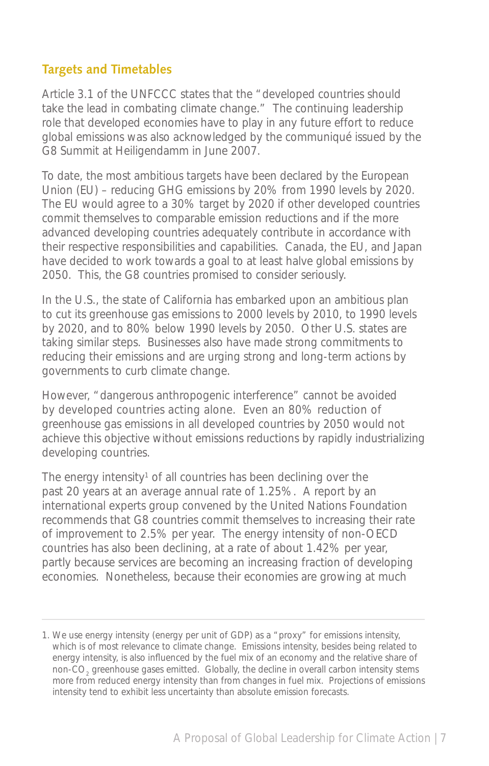## Targets and Timetables

Article 3.1 of the UNFCCC states that the "developed countries should take the lead in combating climate change." The continuing leadership role that developed economies have to play in any future effort to reduce global emissions was also acknowledged by the communiqué issued by the G8 Summit at Heiligendamm in June 2007.

To date, the most ambitious targets have been declared by the European Union (EU) – reducing GHG emissions by 20% from 1990 levels by 2020. The EU would agree to a 30% target by 2020 if other developed countries commit themselves to comparable emission reductions and if the more advanced developing countries adequately contribute in accordance with their respective responsibilities and capabilities. Canada, the EU, and Japan have decided to work towards a goal to at least halve global emissions by 2050. This, the G8 countries promised to consider seriously.

In the U.S., the state of California has embarked upon an ambitious plan to cut its greenhouse gas emissions to 2000 levels by 2010, to 1990 levels by 2020, and to 80% below 1990 levels by 2050. Other U.S. states are taking similar steps. Businesses also have made strong commitments to reducing their emissions and are urging strong and long-term actions by governments to curb climate change.

However, "dangerous anthropogenic interference" cannot be avoided by developed countries acting alone. Even an 80% reduction of greenhouse gas emissions in all developed countries by 2050 would not achieve this objective without emissions reductions by rapidly industrializing developing countries.

The energy intensity[1] of all countries has been declining over the past 20 years at an average annual rate of 1.25%. A report by an international experts group convened by the United Nations Foundation recommends that G8 countries commit themselves to increasing their rate of improvement to 2.5% per year. The energy intensity of non-OECD countries has also been declining, at a rate of about 1.42% per year, partly because services are becoming an increasing fraction of developing economies. Nonetheless, because their economies are growing at much

---

1. We use energy intensity (energy per unit of GDP) as a "proxy" for emissions intensity, which is of most relevance to climate change. Emissions intensity, besides being related to energy intensity, is also influenced by the fuel mix of an economy and the relative share of non-$CO_2$ greenhouse gases emitted. Globally, the decline in overall carbon intensity stems more from reduced energy intensity than from changes in fuel mix. Projections of emissions intensity tend to exhibit less uncertainty than absolute emission forecasts.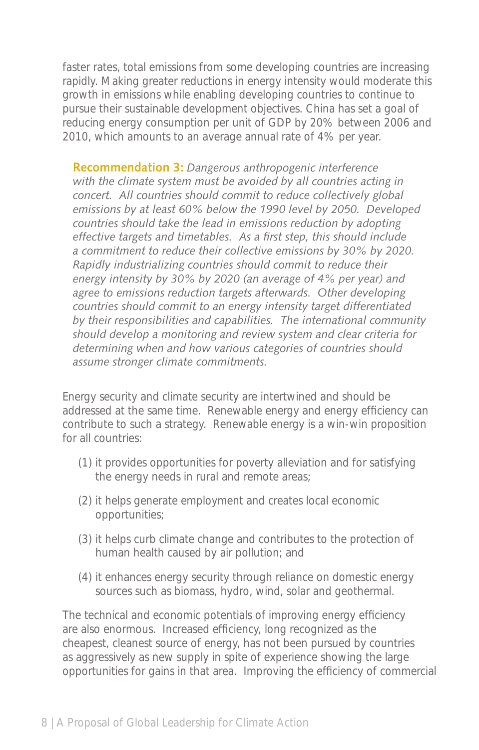faster rates, total emissions from some developing countries are increasing rapidly. Making greater reductions in energy intensity would moderate this growth in emissions while enabling developing countries to continue to pursue their sustainable development objectives. China has set a goal of reducing energy consumption per unit of GDP by 20% between 2006 and 2010, which amounts to an average annual rate of 4% per year.

> **Recommendation 3:** *Dangerous anthropogenic interference with the climate system must be avoided by all countries acting in concert. All countries should commit to reduce collectively global emissions by at least 60% below the 1990 level by 2050. Developed countries should take the lead in emissions reduction by adopting effective targets and timetables. As a first step, this should include a commitment to reduce their collective emissions by 30% by 2020. Rapidly industrializing countries should commit to reduce their energy intensity by 30% by 2020 (an average of 4% per year) and agree to emissions reduction targets afterwards. Other developing countries should commit to an energy intensity target differentiated by their responsibilities and capabilities. The international community should develop a monitoring and review system and clear criteria for determining when and how various categories of countries should assume stronger climate commitments.*

Energy security and climate security are intertwined and should be addressed at the same time. Renewable energy and energy efficiency can contribute to such a strategy. Renewable energy is a win-win proposition for all countries:

(1) it provides opportunities for poverty alleviation and for satisfying the energy needs in rural and remote areas;

(2) it helps generate employment and creates local economic opportunities;

(3) it helps curb climate change and contributes to the protection of human health caused by air pollution; and

(4) it enhances energy security through reliance on domestic energy sources such as biomass, hydro, wind, solar and geothermal.

The technical and economic potentials of improving energy efficiency are also enormous. Increased efficiency, long recognized as the cheapest, cleanest source of energy, has not been pursued by countries as aggressively as new supply in spite of experience showing the large opportunities for gains in that area. Improving the efficiency of commercial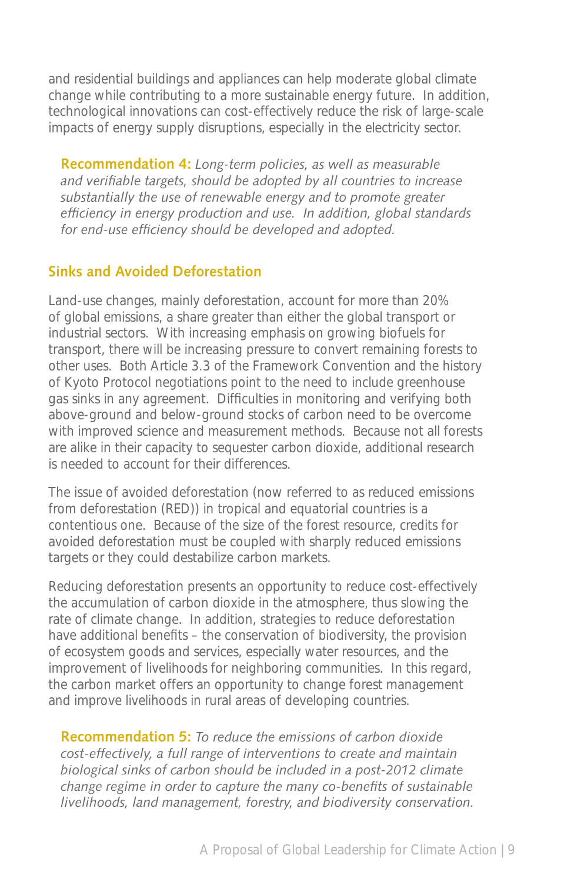and residential buildings and appliances can help moderate global climate change while contributing to a more sustainable energy future. In addition, technological innovations can cost-effectively reduce the risk of large-scale impacts of energy supply disruptions, especially in the electricity sector.

> **Recommendation 4:** *Long-term policies, as well as measurable and verifiable targets, should be adopted by all countries to increase substantially the use of renewable energy and to promote greater efficiency in energy production and use. In addition, global standards for end-use efficiency should be developed and adopted.*

## Sinks and Avoided Deforestation

Land-use changes, mainly deforestation, account for more than 20% of global emissions, a share greater than either the global transport or industrial sectors. With increasing emphasis on growing biofuels for transport, there will be increasing pressure to convert remaining forests to other uses. Both Article 3.3 of the Framework Convention and the history of Kyoto Protocol negotiations point to the need to include greenhouse gas sinks in any agreement. Difficulties in monitoring and verifying both above-ground and below-ground stocks of carbon need to be overcome with improved science and measurement methods. Because not all forests are alike in their capacity to sequester carbon dioxide, additional research is needed to account for their differences.

The issue of avoided deforestation (now referred to as reduced emissions from deforestation (RED)) in tropical and equatorial countries is a contentious one. Because of the size of the forest resource, credits for avoided deforestation must be coupled with sharply reduced emissions targets or they could destabilize carbon markets.

Reducing deforestation presents an opportunity to reduce cost-effectively the accumulation of carbon dioxide in the atmosphere, thus slowing the rate of climate change. In addition, strategies to reduce deforestation have additional benefits – the conservation of biodiversity, the provision of ecosystem goods and services, especially water resources, and the improvement of livelihoods for neighboring communities. In this regard, the carbon market offers an opportunity to change forest management and improve livelihoods in rural areas of developing countries.

> **Recommendation 5:** *To reduce the emissions of carbon dioxide cost-effectively, a full range of interventions to create and maintain biological sinks of carbon should be included in a post-2012 climate change regime in order to capture the many co-benefits of sustainable livelihoods, land management, forestry, and biodiversity conservation.*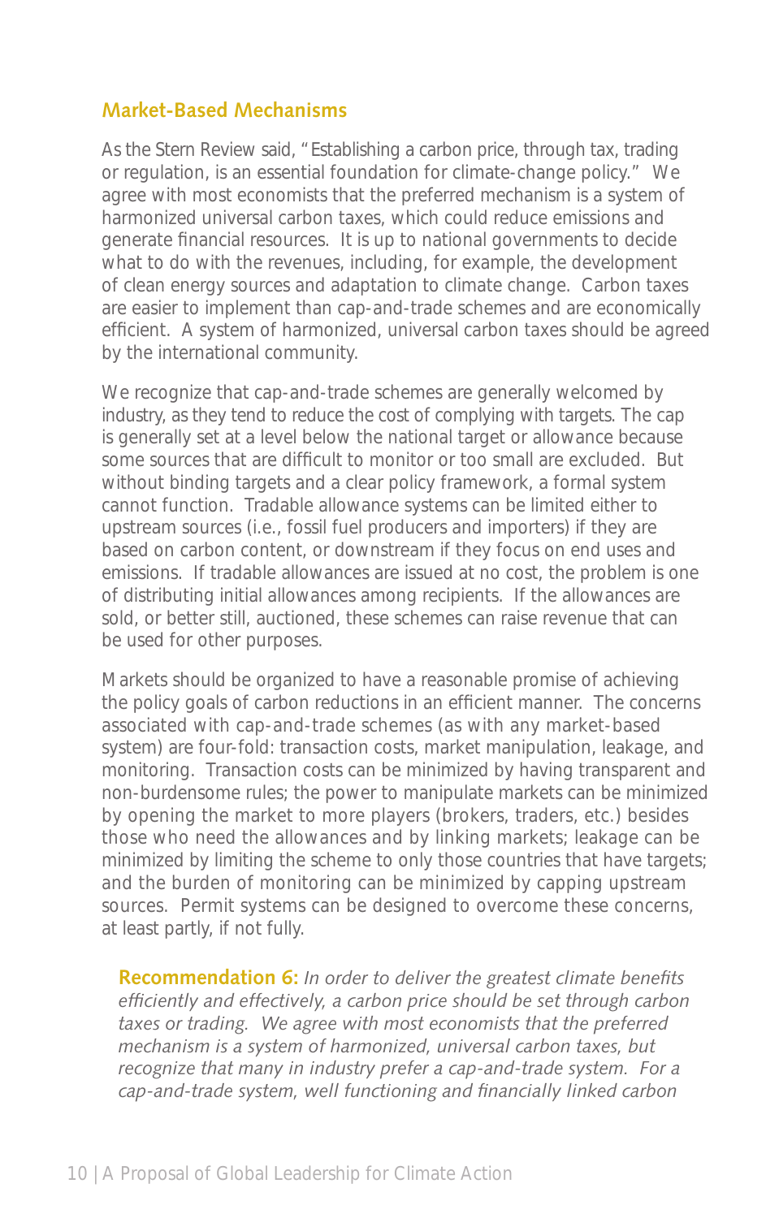## Market-Based Mechanisms

As the Stern Review said, "Establishing a carbon price, through tax, trading or regulation, is an essential foundation for climate-change policy." We agree with most economists that the preferred mechanism is a system of harmonized universal carbon taxes, which could reduce emissions and generate financial resources. It is up to national governments to decide what to do with the revenues, including, for example, the development of clean energy sources and adaptation to climate change. Carbon taxes are easier to implement than cap-and-trade schemes and are economically efficient. A system of harmonized, universal carbon taxes should be agreed by the international community.

We recognize that cap-and-trade schemes are generally welcomed by industry, as they tend to reduce the cost of complying with targets. The cap is generally set at a level below the national target or allowance because some sources that are difficult to monitor or too small are excluded. But without binding targets and a clear policy framework, a formal system cannot function. Tradable allowance systems can be limited either to upstream sources (i.e., fossil fuel producers and importers) if they are based on carbon content, or downstream if they focus on end uses and emissions. If tradable allowances are issued at no cost, the problem is one of distributing initial allowances among recipients. If the allowances are sold, or better still, auctioned, these schemes can raise revenue that can be used for other purposes.

Markets should be organized to have a reasonable promise of achieving the policy goals of carbon reductions in an efficient manner. The concerns associated with cap-and-trade schemes (as with any market-based system) are four-fold: transaction costs, market manipulation, leakage, and monitoring. Transaction costs can be minimized by having transparent and non-burdensome rules; the power to manipulate markets can be minimized by opening the market to more players (brokers, traders, etc.) besides those who need the allowances and by linking markets; leakage can be minimized by limiting the scheme to only those countries that have targets; and the burden of monitoring can be minimized by capping upstream sources. Permit systems can be designed to overcome these concerns, at least partly, if not fully.

**Recommendation 6:** *In order to deliver the greatest climate benefits efficiently and effectively, a carbon price should be set through carbon taxes or trading. We agree with most economists that the preferred mechanism is a system of harmonized, universal carbon taxes, but recognize that many in industry prefer a cap-and-trade system. For a cap-and-trade system, well functioning and financially linked carbon*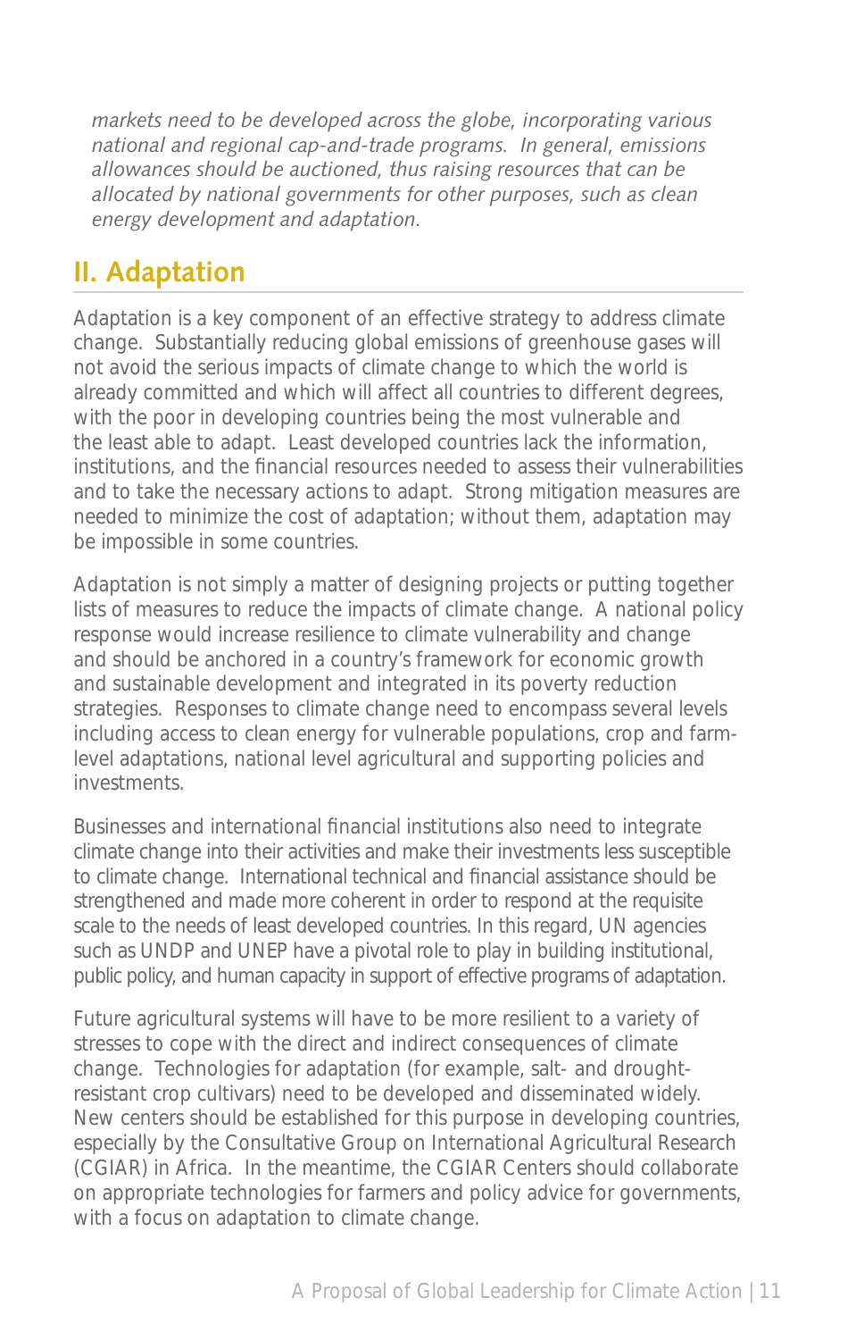*markets need to be developed across the globe, incorporating various national and regional cap-and-trade programs. In general, emissions allowances should be auctioned, thus raising resources that can be allocated by national governments for other purposes, such as clean energy development and adaptation.*

## II. Adaptation

Adaptation is a key component of an effective strategy to address climate change. Substantially reducing global emissions of greenhouse gases will not avoid the serious impacts of climate change to which the world is already committed and which will affect all countries to different degrees, with the poor in developing countries being the most vulnerable and the least able to adapt. Least developed countries lack the information, institutions, and the financial resources needed to assess their vulnerabilities and to take the necessary actions to adapt. Strong mitigation measures are needed to minimize the cost of adaptation; without them, adaptation may be impossible in some countries.

Adaptation is not simply a matter of designing projects or putting together lists of measures to reduce the impacts of climate change. A national policy response would increase resilience to climate vulnerability and change and should be anchored in a country's framework for economic growth and sustainable development and integrated in its poverty reduction strategies. Responses to climate change need to encompass several levels including access to clean energy for vulnerable populations, crop and farm-level adaptations, national level agricultural and supporting policies and investments.

Businesses and international financial institutions also need to integrate climate change into their activities and make their investments less susceptible to climate change. International technical and financial assistance should be strengthened and made more coherent in order to respond at the requisite scale to the needs of least developed countries. In this regard, UN agencies such as UNDP and UNEP have a pivotal role to play in building institutional, public policy, and human capacity in support of effective programs of adaptation.

Future agricultural systems will have to be more resilient to a variety of stresses to cope with the direct and indirect consequences of climate change. Technologies for adaptation (for example, salt- and drought-resistant crop cultivars) need to be developed and disseminated widely. New centers should be established for this purpose in developing countries, especially by the Consultative Group on International Agricultural Research (CGIAR) in Africa. In the meantime, the CGIAR Centers should collaborate on appropriate technologies for farmers and policy advice for governments, with a focus on adaptation to climate change.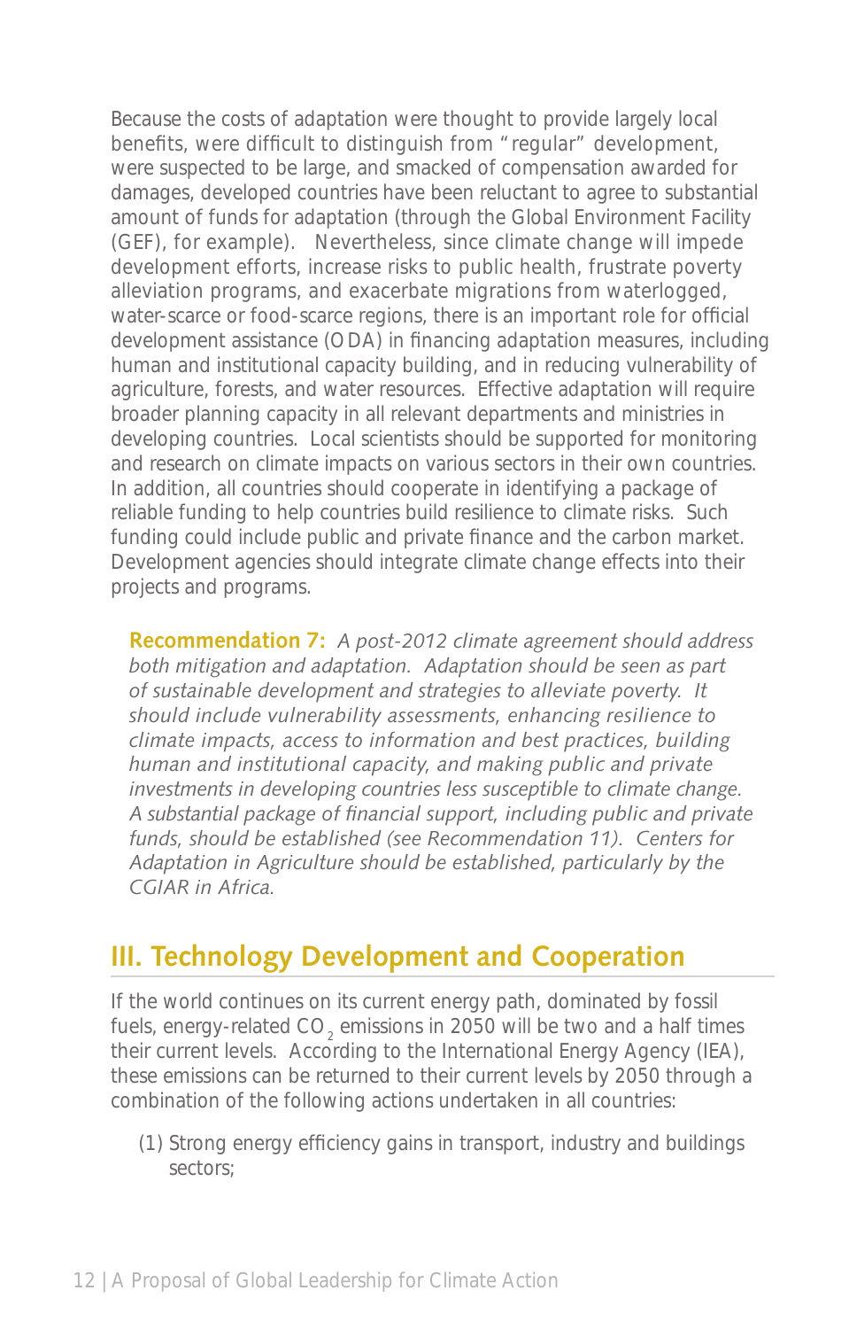Because the costs of adaptation were thought to provide largely local benefits, were difficult to distinguish from "regular" development, were suspected to be large, and smacked of compensation awarded for damages, developed countries have been reluctant to agree to substantial amount of funds for adaptation (through the Global Environment Facility (GEF), for example). Nevertheless, since climate change will impede development efforts, increase risks to public health, frustrate poverty alleviation programs, and exacerbate migrations from waterlogged, water-scarce or food-scarce regions, there is an important role for official development assistance (ODA) in financing adaptation measures, including human and institutional capacity building, and in reducing vulnerability of agriculture, forests, and water resources. Effective adaptation will require broader planning capacity in all relevant departments and ministries in developing countries. Local scientists should be supported for monitoring and research on climate impacts on various sectors in their own countries. In addition, all countries should cooperate in identifying a package of reliable funding to help countries build resilience to climate risks. Such funding could include public and private finance and the carbon market. Development agencies should integrate climate change effects into their projects and programs.

> **Recommendation 7:** *A post-2012 climate agreement should address both mitigation and adaptation. Adaptation should be seen as part of sustainable development and strategies to alleviate poverty. It should include vulnerability assessments, enhancing resilience to climate impacts, access to information and best practices, building human and institutional capacity, and making public and private investments in developing countries less susceptible to climate change. A substantial package of financial support, including public and private funds, should be established (see Recommendation 11). Centers for Adaptation in Agriculture should be established, particularly by the CGIAR in Africa.*

## III. Technology Development and Cooperation

If the world continues on its current energy path, dominated by fossil fuels, energy-related $CO_2$ emissions in 2050 will be two and a half times their current levels. According to the International Energy Agency (IEA), these emissions can be returned to their current levels by 2050 through a combination of the following actions undertaken in all countries:

(1) Strong energy efficiency gains in transport, industry and buildings sectors;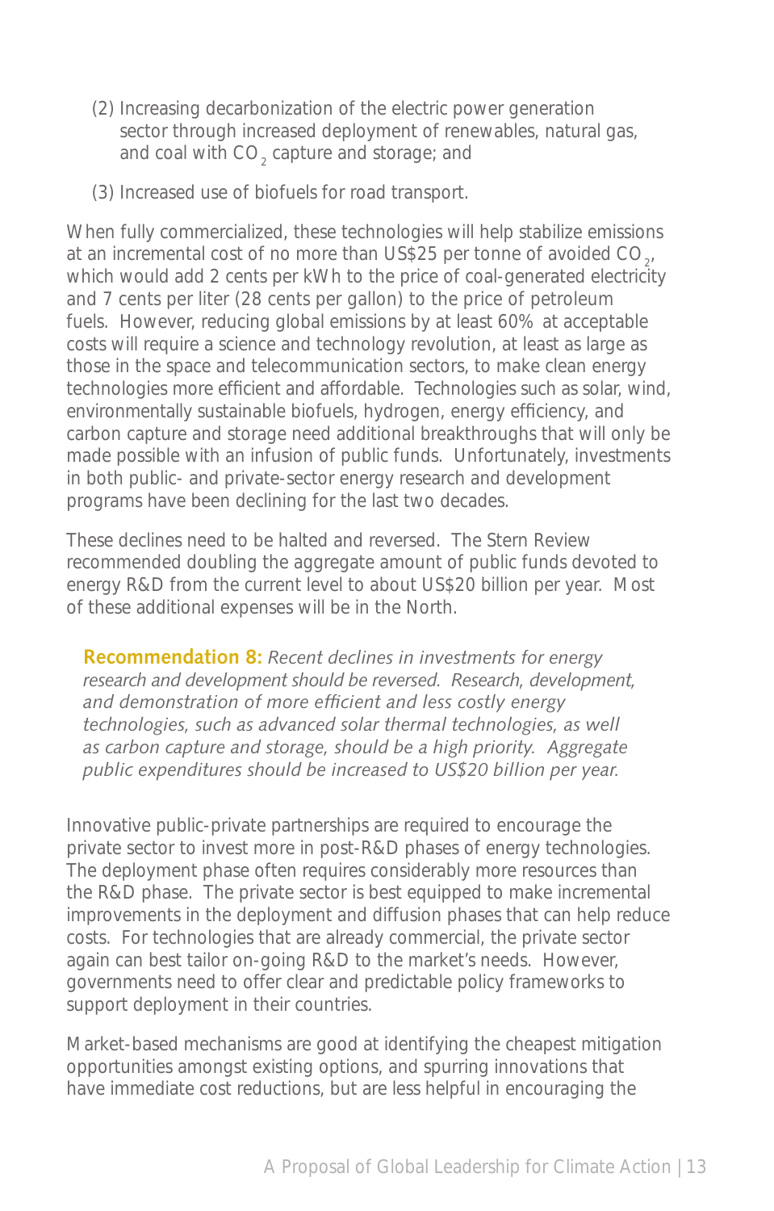(2) Increasing decarbonization of the electric power generation sector through increased deployment of renewables, natural gas, and coal with $CO_2$ capture and storage; and

(3) Increased use of biofuels for road transport.

When fully commercialized, these technologies will help stabilize emissions at an incremental cost of no more than US$25 per tonne of avoided $CO_2$, which would add 2 cents per kWh to the price of coal-generated electricity and 7 cents per liter (28 cents per gallon) to the price of petroleum fuels. However, reducing global emissions by at least 60% at acceptable costs will require a science and technology revolution, at least as large as those in the space and telecommunication sectors, to make clean energy technologies more efficient and affordable. Technologies such as solar, wind, environmentally sustainable biofuels, hydrogen, energy efficiency, and carbon capture and storage need additional breakthroughs that will only be made possible with an infusion of public funds. Unfortunately, investments in both public- and private-sector energy research and development programs have been declining for the last two decades.

These declines need to be halted and reversed. The Stern Review recommended doubling the aggregate amount of public funds devoted to energy R&D from the current level to about US$20 billion per year. Most of these additional expenses will be in the North.

> **Recommendation 8:** *Recent declines in investments for energy research and development should be reversed. Research, development, and demonstration of more efficient and less costly energy technologies, such as advanced solar thermal technologies, as well as carbon capture and storage, should be a high priority. Aggregate public expenditures should be increased to US$20 billion per year.*

Innovative public-private partnerships are required to encourage the private sector to invest more in post-R&D phases of energy technologies. The deployment phase often requires considerably more resources than the R&D phase. The private sector is best equipped to make incremental improvements in the deployment and diffusion phases that can help reduce costs. For technologies that are already commercial, the private sector again can best tailor on-going R&D to the market's needs. However, governments need to offer clear and predictable policy frameworks to support deployment in their countries.

Market-based mechanisms are good at identifying the cheapest mitigation opportunities amongst existing options, and spurring innovations that have immediate cost reductions, but are less helpful in encouraging the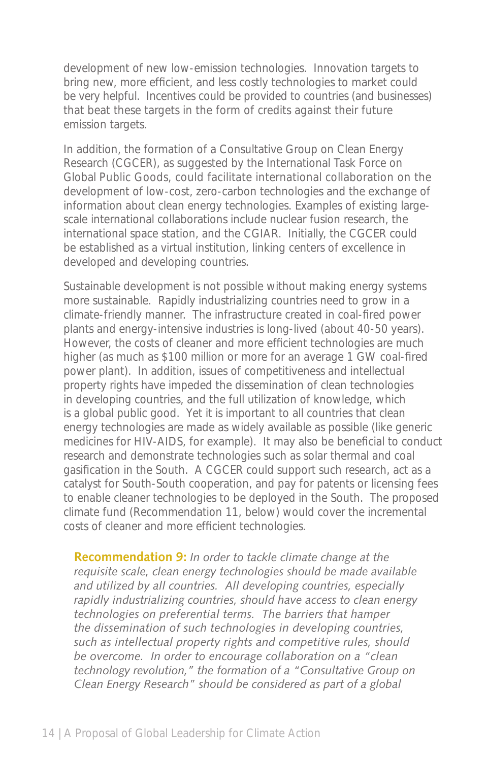development of new low-emission technologies. Innovation targets to bring new, more efficient, and less costly technologies to market could be very helpful. Incentives could be provided to countries (and businesses) that beat these targets in the form of credits against their future emission targets.

In addition, the formation of a Consultative Group on Clean Energy Research (CGCER), as suggested by the International Task Force on Global Public Goods, could facilitate international collaboration on the development of low-cost, zero-carbon technologies and the exchange of information about clean energy technologies. Examples of existing large-scale international collaborations include nuclear fusion research, the international space station, and the CGIAR. Initially, the CGCER could be established as a virtual institution, linking centers of excellence in developed and developing countries.

Sustainable development is not possible without making energy systems more sustainable. Rapidly industrializing countries need to grow in a climate-friendly manner. The infrastructure created in coal-fired power plants and energy-intensive industries is long-lived (about 40-50 years). However, the costs of cleaner and more efficient technologies are much higher (as much as $100 million or more for an average 1 GW coal-fired power plant). In addition, issues of competitiveness and intellectual property rights have impeded the dissemination of clean technologies in developing countries, and the full utilization of knowledge, which is a global public good. Yet it is important to all countries that clean energy technologies are made as widely available as possible (like generic medicines for HIV-AIDS, for example). It may also be beneficial to conduct research and demonstrate technologies such as solar thermal and coal gasification in the South. A CGCER could support such research, act as a catalyst for South-South cooperation, and pay for patents or licensing fees to enable cleaner technologies to be deployed in the South. The proposed climate fund (Recommendation 11, below) would cover the incremental costs of cleaner and more efficient technologies.

> **Recommendation 9:** *In order to tackle climate change at the requisite scale, clean energy technologies should be made available and utilized by all countries. All developing countries, especially rapidly industrializing countries, should have access to clean energy technologies on preferential terms. The barriers that hamper the dissemination of such technologies in developing countries, such as intellectual property rights and competitive rules, should be overcome. In order to encourage collaboration on a "clean technology revolution," the formation of a "Consultative Group on Clean Energy Research" should be considered as part of a global*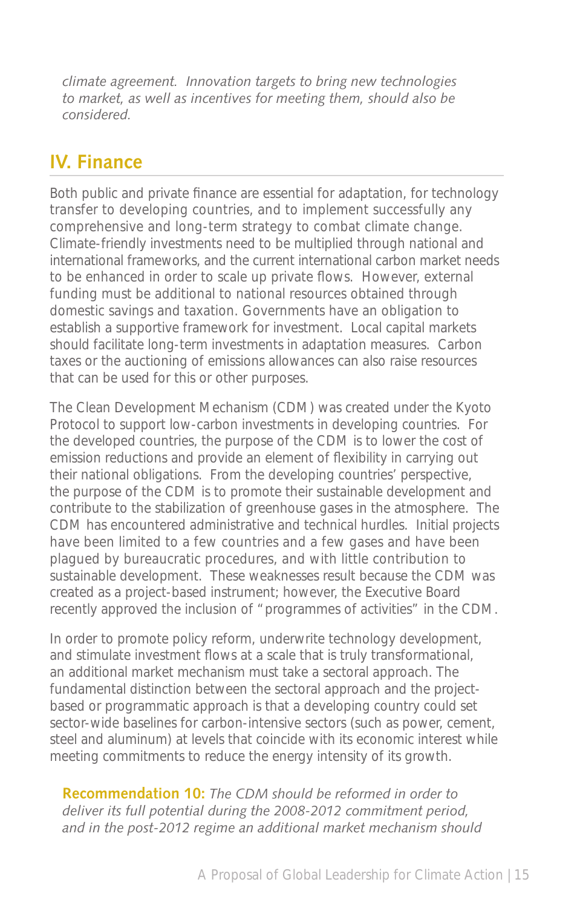*climate agreement. Innovation targets to bring new technologies to market, as well as incentives for meeting them, should also be considered.*

## IV. Finance

Both public and private finance are essential for adaptation, for technology transfer to developing countries, and to implement successfully any comprehensive and long-term strategy to combat climate change. Climate-friendly investments need to be multiplied through national and international frameworks, and the current international carbon market needs to be enhanced in order to scale up private flows. However, external funding must be additional to national resources obtained through domestic savings and taxation. Governments have an obligation to establish a supportive framework for investment. Local capital markets should facilitate long-term investments in adaptation measures. Carbon taxes or the auctioning of emissions allowances can also raise resources that can be used for this or other purposes.

The Clean Development Mechanism (CDM) was created under the Kyoto Protocol to support low-carbon investments in developing countries. For the developed countries, the purpose of the CDM is to lower the cost of emission reductions and provide an element of flexibility in carrying out their national obligations. From the developing countries' perspective, the purpose of the CDM is to promote their sustainable development and contribute to the stabilization of greenhouse gases in the atmosphere. The CDM has encountered administrative and technical hurdles. Initial projects have been limited to a few countries and a few gases and have been plagued by bureaucratic procedures, and with little contribution to sustainable development. These weaknesses result because the CDM was created as a project-based instrument; however, the Executive Board recently approved the inclusion of "programmes of activities" in the CDM.

In order to promote policy reform, underwrite technology development, and stimulate investment flows at a scale that is truly transformational, an additional market mechanism must take a sectoral approach. The fundamental distinction between the sectoral approach and the project-based or programmatic approach is that a developing country could set sector-wide baselines for carbon-intensive sectors (such as power, cement, steel and aluminum) at levels that coincide with its economic interest while meeting commitments to reduce the energy intensity of its growth.

**Recommendation 10:** *The CDM should be reformed in order to deliver its full potential during the 2008-2012 commitment period, and in the post-2012 regime an additional market mechanism should*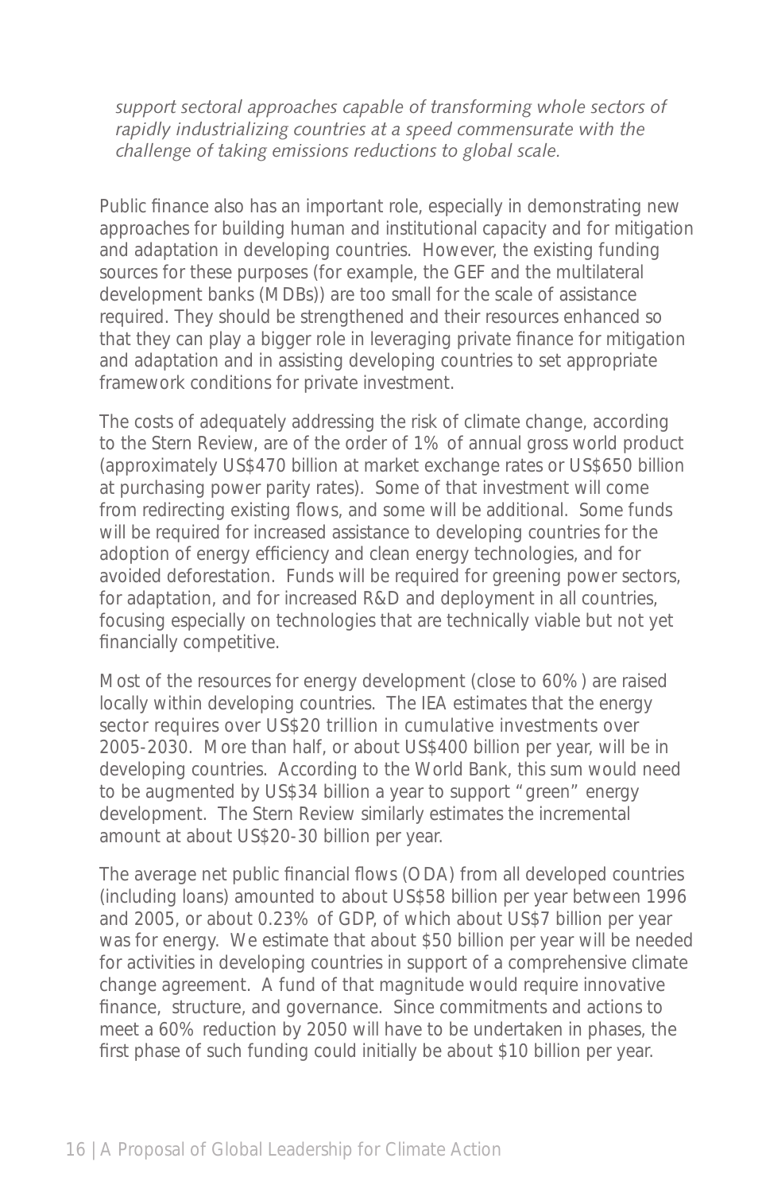*support sectoral approaches capable of transforming whole sectors of rapidly industrializing countries at a speed commensurate with the challenge of taking emissions reductions to global scale.*

Public finance also has an important role, especially in demonstrating new approaches for building human and institutional capacity and for mitigation and adaptation in developing countries. However, the existing funding sources for these purposes (for example, the GEF and the multilateral development banks (MDBs)) are too small for the scale of assistance required. They should be strengthened and their resources enhanced so that they can play a bigger role in leveraging private finance for mitigation and adaptation and in assisting developing countries to set appropriate framework conditions for private investment.

The costs of adequately addressing the risk of climate change, according to the Stern Review, are of the order of 1% of annual gross world product (approximately US$470 billion at market exchange rates or US$650 billion at purchasing power parity rates). Some of that investment will come from redirecting existing flows, and some will be additional. Some funds will be required for increased assistance to developing countries for the adoption of energy efficiency and clean energy technologies, and for avoided deforestation. Funds will be required for greening power sectors, for adaptation, and for increased R&D and deployment in all countries, focusing especially on technologies that are technically viable but not yet financially competitive.

Most of the resources for energy development (close to 60%) are raised locally within developing countries. The IEA estimates that the energy sector requires over US$20 trillion in cumulative investments over 2005-2030. More than half, or about US$400 billion per year, will be in developing countries. According to the World Bank, this sum would need to be augmented by US$34 billion a year to support "green" energy development. The Stern Review similarly estimates the incremental amount at about US$20-30 billion per year.

The average net public financial flows (ODA) from all developed countries (including loans) amounted to about US$58 billion per year between 1996 and 2005, or about 0.23% of GDP, of which about US$7 billion per year was for energy. We estimate that about $50 billion per year will be needed for activities in developing countries in support of a comprehensive climate change agreement. A fund of that magnitude would require innovative finance, structure, and governance. Since commitments and actions to meet a 60% reduction by 2050 will have to be undertaken in phases, the first phase of such funding could initially be about $10 billion per year.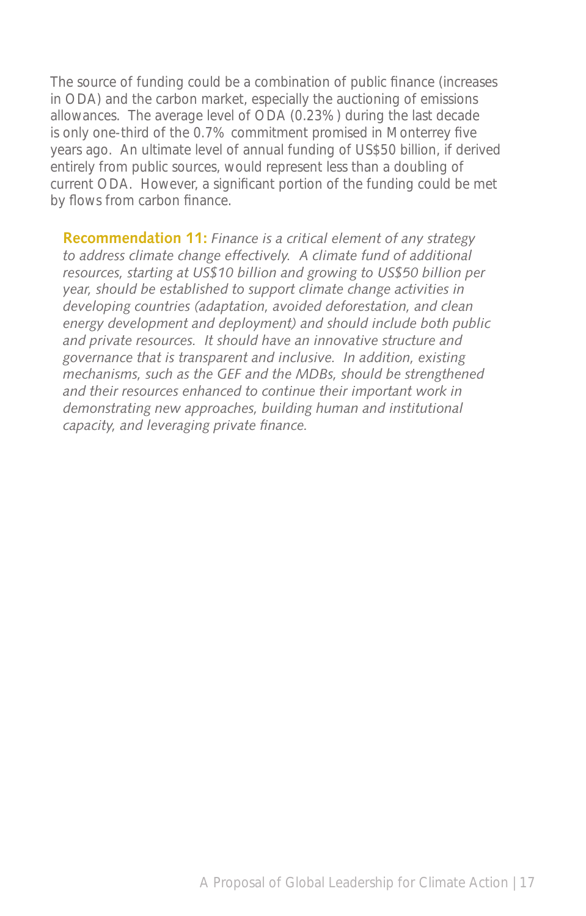The source of funding could be a combination of public finance (increases in ODA) and the carbon market, especially the auctioning of emissions allowances. The average level of ODA (0.23%) during the last decade is only one-third of the 0.7% commitment promised in Monterrey five years ago. An ultimate level of annual funding of US$50 billion, if derived entirely from public sources, would represent less than a doubling of current ODA. However, a significant portion of the funding could be met by flows from carbon finance.

> **Recommendation 11:** *Finance is a critical element of any strategy to address climate change effectively. A climate fund of additional resources, starting at US$10 billion and growing to US$50 billion per year, should be established to support climate change activities in developing countries (adaptation, avoided deforestation, and clean energy development and deployment) and should include both public and private resources. It should have an innovative structure and governance that is transparent and inclusive. In addition, existing mechanisms, such as the GEF and the MDBs, should be strengthened and their resources enhanced to continue their important work in demonstrating new approaches, building human and institutional capacity, and leveraging private finance.*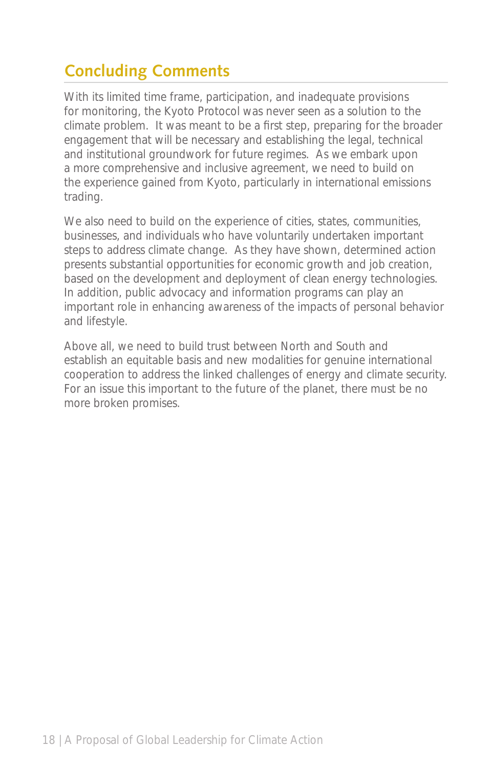## Concluding Comments

With its limited time frame, participation, and inadequate provisions for monitoring, the Kyoto Protocol was never seen as a solution to the climate problem. It was meant to be a first step, preparing for the broader engagement that will be necessary and establishing the legal, technical and institutional groundwork for future regimes. As we embark upon a more comprehensive and inclusive agreement, we need to build on the experience gained from Kyoto, particularly in international emissions trading.

We also need to build on the experience of cities, states, communities, businesses, and individuals who have voluntarily undertaken important steps to address climate change. As they have shown, determined action presents substantial opportunities for economic growth and job creation, based on the development and deployment of clean energy technologies. In addition, public advocacy and information programs can play an important role in enhancing awareness of the impacts of personal behavior and lifestyle.

Above all, we need to build trust between North and South and establish an equitable basis and new modalities for genuine international cooperation to address the linked challenges of energy and climate security. For an issue this important to the future of the planet, there must be no more broken promises.